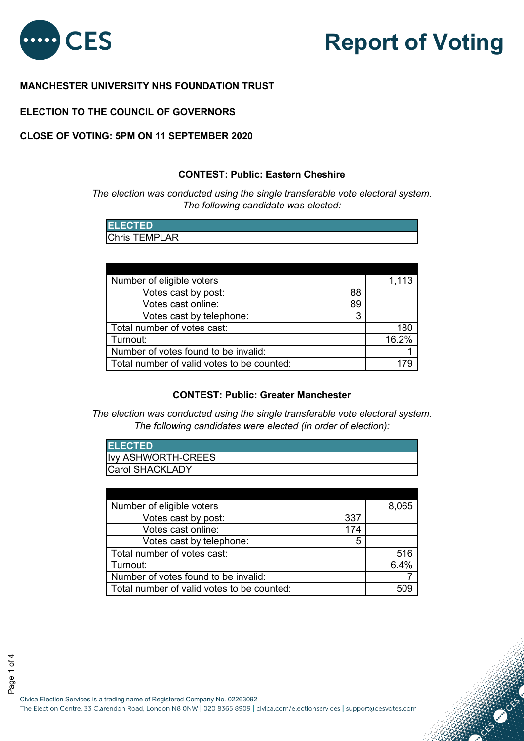# Report of Voting

**MANCHESTER UNIVERSITY NHS FOUNDATION TRUST**

**ELECTION TO THE COUNCIL OF GOVERNORS**

**CLOSE OF VOTING: 5PM ON 11 SEPTEMBER 2020**

### CONTEST: Public: Eastern Cheshire

*The election was conducted using the single transferable vote electoral system. The following candidate was elected:*

| ELECTED |
| --- |
| Chris TEMPLAR |

| | | |
| --- | --- | --- |
| Number of eligible voters | | 1,113 |
| Votes cast by post: | 88 | |
| Votes cast online: | 89 | |
| Votes cast by telephone: | 3 | |
| Total number of votes cast: | | 180 |
| Turnout: | | 16.2% |
| Number of votes found to be invalid: | | 1 |
| Total number of valid votes to be counted: | | 179 |

### CONTEST: Public: Greater Manchester

*The election was conducted using the single transferable vote electoral system. The following candidates were elected (in order of election):*

| ELECTED |
| --- |
| Ivy ASHWORTH-CREES |
| Carol SHACKLADY |

| | | |
| --- | --- | --- |
| Number of eligible voters | | 8,065 |
| Votes cast by post: | 337 | |
| Votes cast online: | 174 | |
| Votes cast by telephone: | 5 | |
| Total number of votes cast: | | 516 |
| Turnout: | | 6.4% |
| Number of votes found to be invalid: | | 7 |
| Total number of valid votes to be counted: | | 509 |

Civica Election Services is a trading name of Registered Company No. 02263092
The Election Centre, 33 Clarendon Road, London N8 0NW | 020 8365 8909 | civica.com/electionservices | support@cesvotes.com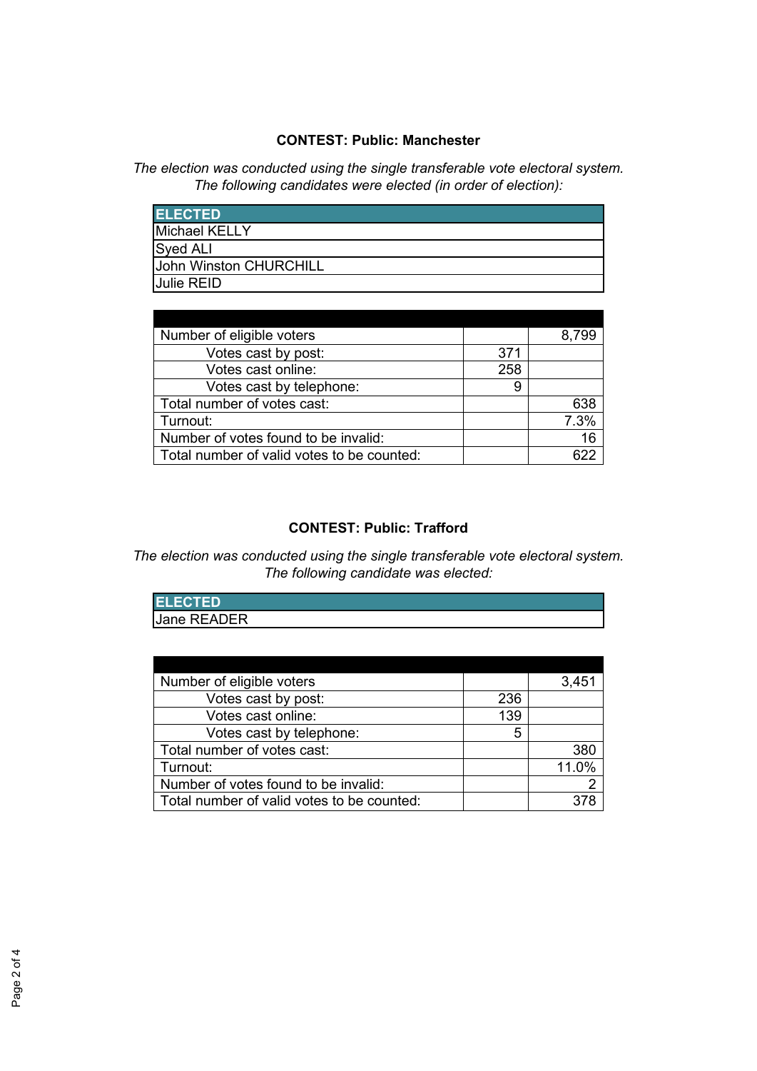## CONTEST: Public: Manchester

*The election was conducted using the single transferable vote electoral system.*
*The following candidates were elected (in order of election):*

| ELECTED |
|---|
| Michael KELLY |
| Syed ALI |
| John Winston CHURCHILL |
| Julie REID |

| | | |
|---|---|---|
| Number of eligible voters | | 8,799 |
| Votes cast by post: | 371 | |
| Votes cast online: | 258 | |
| Votes cast by telephone: | 9 | |
| Total number of votes cast: | | 638 |
| Turnout: | | 7.3% |
| Number of votes found to be invalid: | | 16 |
| Total number of valid votes to be counted: | | 622 |

## CONTEST: Public: Trafford

*The election was conducted using the single transferable vote electoral system.*
*The following candidate was elected:*

| ELECTED |
|---|
| Jane READER |

| | | |
|---|---|---|
| Number of eligible voters | | 3,451 |
| Votes cast by post: | 236 | |
| Votes cast online: | 139 | |
| Votes cast by telephone: | 5 | |
| Total number of votes cast: | | 380 |
| Turnout: | | 11.0% |
| Number of votes found to be invalid: | | 2 |
| Total number of valid votes to be counted: | | 378 |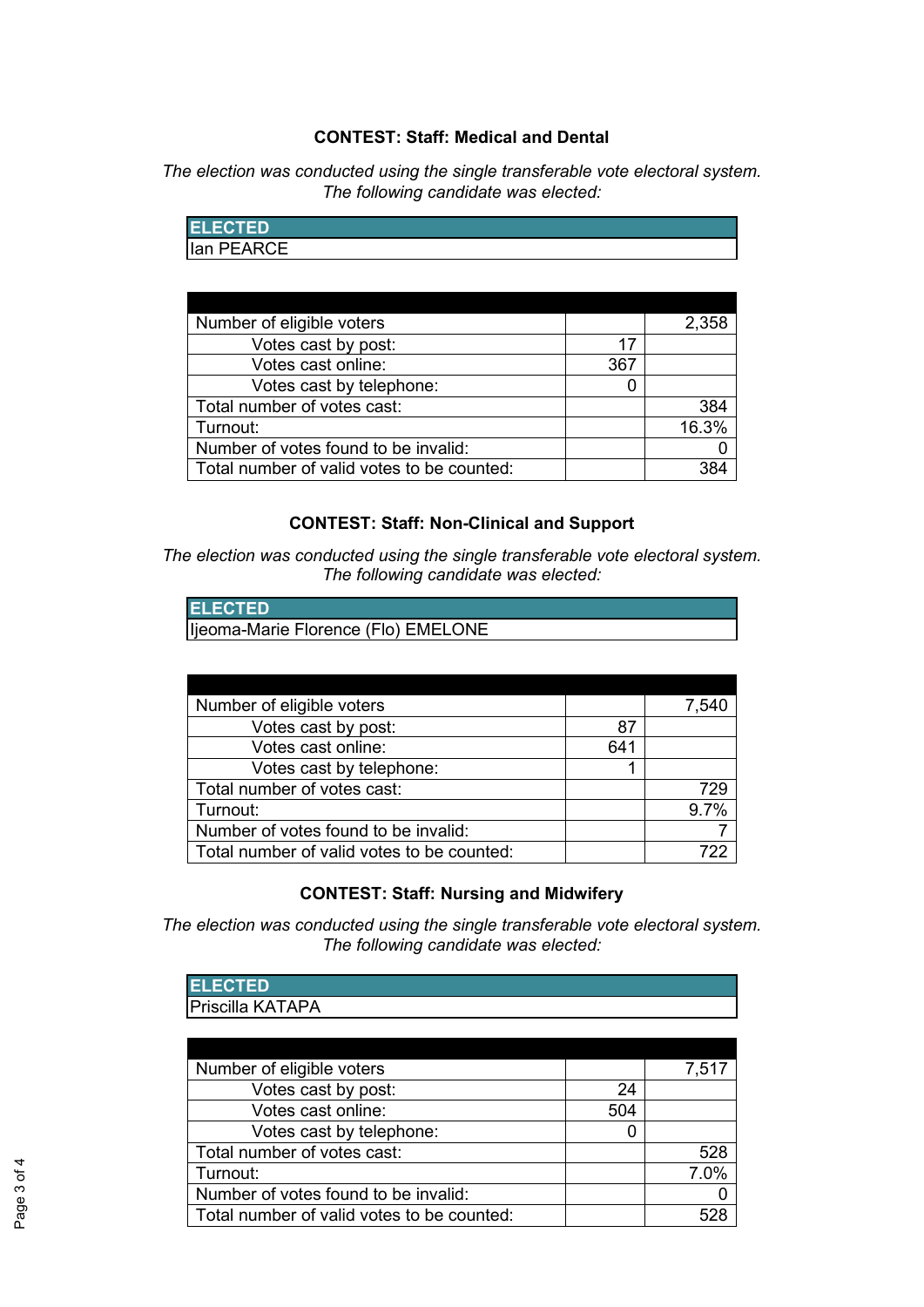## CONTEST: Staff: Medical and Dental

*The election was conducted using the single transferable vote electoral system.*
*The following candidate was elected:*

| ELECTED |
|---|
| Ian PEARCE |

| | | |
|---|---|---|
| Number of eligible voters | | 2,358 |
| Votes cast by post: | 17 | |
| Votes cast online: | 367 | |
| Votes cast by telephone: | 0 | |
| Total number of votes cast: | | 384 |
| Turnout: | | 16.3% |
| Number of votes found to be invalid: | | 0 |
| Total number of valid votes to be counted: | | 384 |

## CONTEST: Staff: Non-Clinical and Support

*The election was conducted using the single transferable vote electoral system.*
*The following candidate was elected:*

| ELECTED |
|---|
| Ijeoma-Marie Florence (Flo) EMELONE |

| | | |
|---|---|---|
| Number of eligible voters | | 7,540 |
| Votes cast by post: | 87 | |
| Votes cast online: | 641 | |
| Votes cast by telephone: | 1 | |
| Total number of votes cast: | | 729 |
| Turnout: | | 9.7% |
| Number of votes found to be invalid: | | 7 |
| Total number of valid votes to be counted: | | 722 |

## CONTEST: Staff: Nursing and Midwifery

*The election was conducted using the single transferable vote electoral system.*
*The following candidate was elected:*

| ELECTED |
|---|
| Priscilla KATAPA |

| | | |
|---|---|---|
| Number of eligible voters | | 7,517 |
| Votes cast by post: | 24 | |
| Votes cast online: | 504 | |
| Votes cast by telephone: | 0 | |
| Total number of votes cast: | | 528 |
| Turnout: | | 7.0% |
| Number of votes found to be invalid: | | 0 |
| Total number of valid votes to be counted: | | 528 |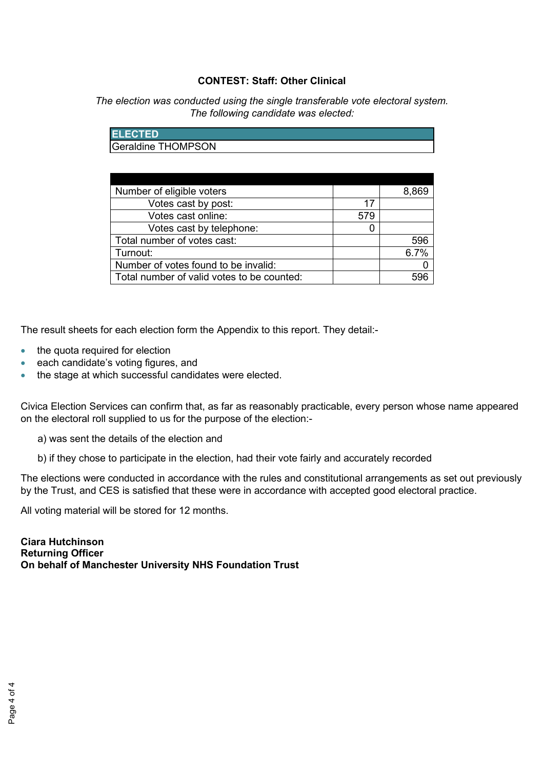**CONTEST: Staff: Other Clinical**

*The election was conducted using the single transferable vote electoral system.*
*The following candidate was elected:*

| ELECTED |
|---|
| Geraldine THOMPSON |

| | | |
|---|---|---|
| Number of eligible voters | | 8,869 |
| Votes cast by post: | 17 | |
| Votes cast online: | 579 | |
| Votes cast by telephone: | 0 | |
| Total number of votes cast: | | 596 |
| Turnout: | | 6.7% |
| Number of votes found to be invalid: | | 0 |
| Total number of valid votes to be counted: | | 596 |

The result sheets for each election form the Appendix to this report. They detail:-

- the quota required for election
- each candidate's voting figures, and
- the stage at which successful candidates were elected.

Civica Election Services can confirm that, as far as reasonably practicable, every person whose name appeared on the electoral roll supplied to us for the purpose of the election:-

a) was sent the details of the election and

b) if they chose to participate in the election, had their vote fairly and accurately recorded

The elections were conducted in accordance with the rules and constitutional arrangements as set out previously by the Trust, and CES is satisfied that these were in accordance with accepted good electoral practice.

All voting material will be stored for 12 months.

**Ciara Hutchinson**
**Returning Officer**
**On behalf of Manchester University NHS Foundation Trust**